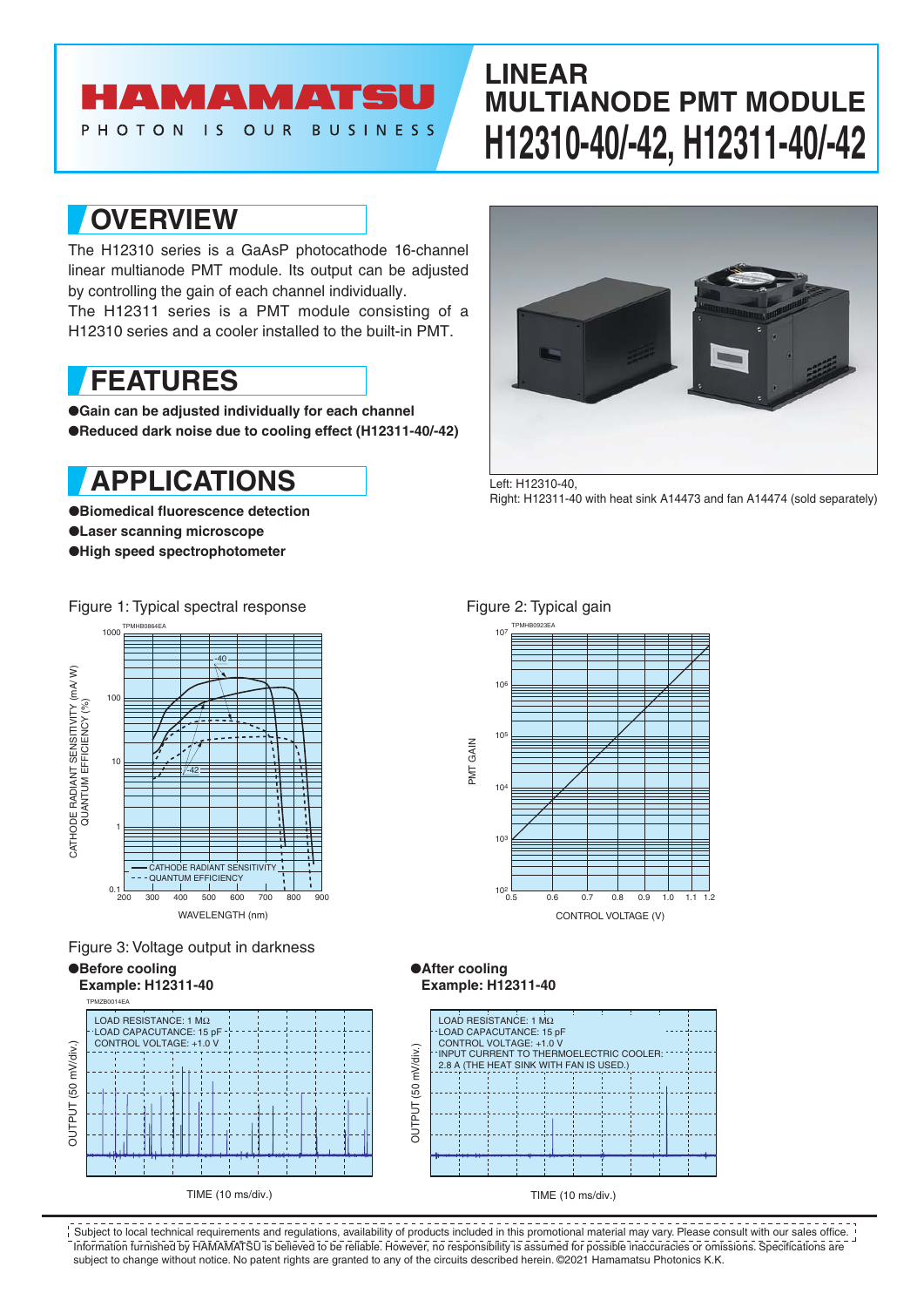# LINEAR MULTIANODE PMT MODULE

# H12310-40/-42, H12311-40/-42

## OVERVIEW

The H12310 series is a GaAsP photocathode 16-channel linear multianode PMT module. Its output can be adjusted by controlling the gain of each channel individually.

The H12311 series is a PMT module consisting of a H12310 series and a cooler installed to the built-in PMT.

## FEATURES

- **Gain can be adjusted individually for each channel**
- **Reduced dark noise due to cooling effect (H12311-40/-42)**

## APPLICATIONS

- **Biomedical fluorescence detection**
- **Laser scanning microscope**
- **High speed spectrophotometer**

Left: H12310-40,
Right: H12311-40 with heat sink A14473 and fan A14474 (sold separately)

Figure 1: Typical spectral response

Figure 2: Typical gain

Figure 3: Voltage output in darkness

**●Before cooling**
**Example: H12311-40**

**●After cooling**
**Example: H12311-40**

Subject to local technical requirements and regulations, availability of products included in this promotional material may vary. Please consult with our sales office.
Information furnished by HAMAMATSU is believed to be reliable. However, no responsibility is assumed for possible inaccuracies or omissions. Specifications are subject to change without notice. No patent rights are granted to any of the circuits described herein. ©2021 Hamamatsu Photonics K.K.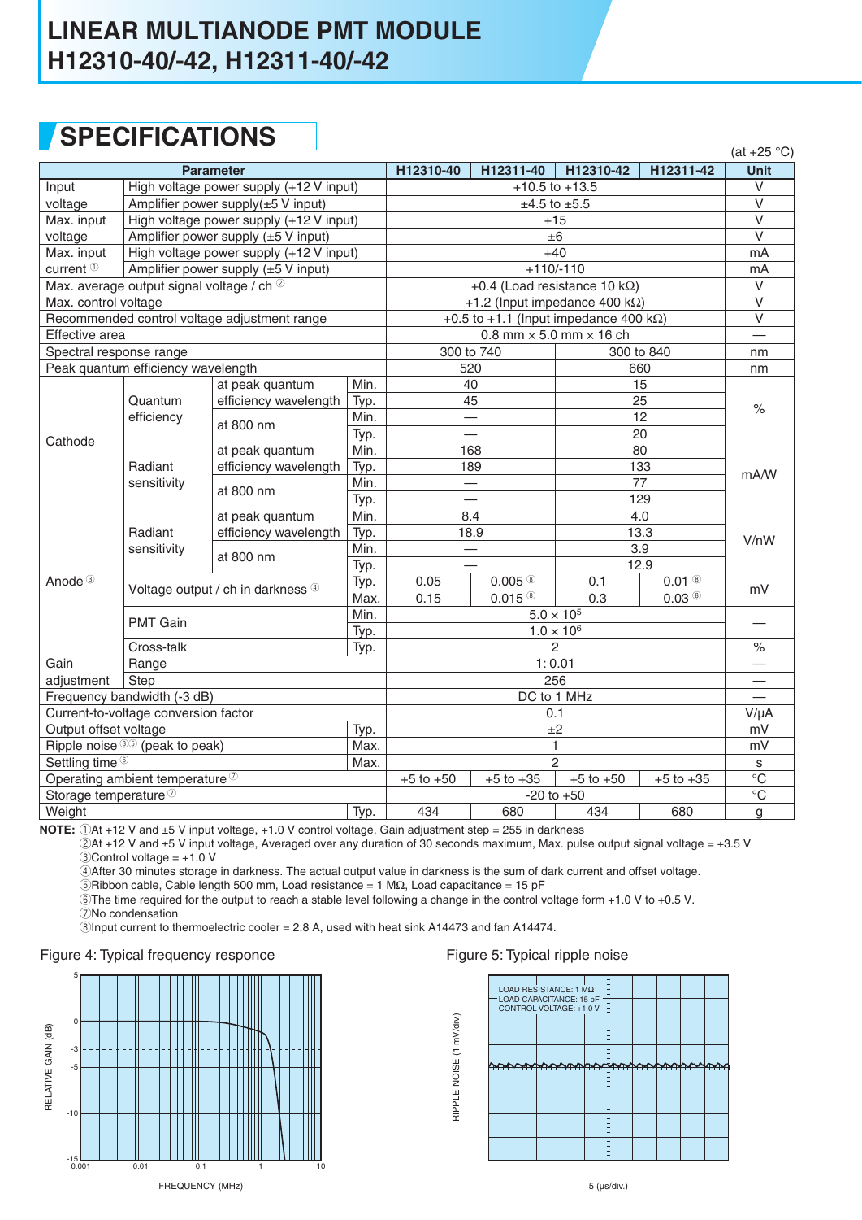# LINEAR MULTIANODE PMT MODULE H12310-40/-42, H12311-40/-42

## SPECIFICATIONS

(at +25 °C)

| Parameter | | | | H12310-40 | H12311-40 | H12310-42 | H12311-42 | Unit |
|---|---|---|---|---|---|---|---|---|
| Input voltage | High voltage power supply (+12 V input) | | | +10.5 to +13.5 | | | | V |
| | Amplifier power supply(±5 V input) | | | ±4.5 to ±5.5 | | | | V |
| Max. input voltage | High voltage power supply (+12 V input) | | | +15 | | | | V |
| | Amplifier power supply (±5 V input) | | | ±6 | | | | V |
| Max. input current ① | High voltage power supply (+12 V input) | | | +40 | | | | mA |
| | Amplifier power supply (±5 V input) | | | +110/-110 | | | | mA |
| Max. average output signal voltage / ch ② | | | | +0.4 (Load resistance 10 kΩ) | | | | V |
| Max. control voltage | | | | +1.2 (Input impedance 400 kΩ) | | | | V |
| Recommended control voltage adjustment range | | | | +0.5 to +1.1 (Input impedance 400 kΩ) | | | | V |
| Effective area | | | | 0.8 mm × 5.0 mm × 16 ch | | | | — |
| Spectral response range | | | | 300 to 740 | | 300 to 840 | | nm |
| Peak quantum efficiency wavelength | | | | 520 | | 660 | | nm |
| Cathode | Quantum efficiency | at peak quantum efficiency wavelength | Min. | 40 | | 15 | | % |
| | | | Typ. | 45 | | 25 | | % |
| | | at 800 nm | Min. | — | | 12 | | % |
| | | | Typ. | — | | 20 | | % |
| | Radiant sensitivity | at peak quantum efficiency wavelength | Min. | 168 | | 80 | | mA/W |
| | | | Typ. | 189 | | 133 | | mA/W |
| | | at 800 nm | Min. | — | | 77 | | mA/W |
| | | | Typ. | — | | 129 | | mA/W |
| Anode ③ | Radiant sensitivity | at peak quantum efficiency wavelength | Min. | 8.4 | | 4.0 | | V/nW |
| | | | Typ. | 18.9 | | 13.3 | | V/nW |
| | | at 800 nm | Min. | — | | 3.9 | | V/nW |
| | | | Typ. | — | | 12.9 | | V/nW |
| | Voltage output / ch in darkness ④ | | Typ. | 0.05 | 0.005 ⑧ | 0.1 | 0.01 ⑧ | mV |
| | | | Max. | 0.15 | 0.015 ⑧ | 0.3 | 0.03 ⑧ | mV |
| | PMT Gain | | Min. | $5.0 \times 10^5$ | | | | — |
| | | | Typ. | $1.0 \times 10^6$ | | | | — |
| | Cross-talk | | Typ. | 2 | | | | % |
| Gain adjustment | Range | | | 1 : 0.01 | | | | — |
| | Step | | | 256 | | | | — |
| Frequency bandwidth (-3 dB) | | | | DC to 1 MHz | | | | — |
| Current-to-voltage conversion factor | | | | 0.1 | | | | V/μA |
| Output offset voltage | | | Typ. | ±2 | | | | mV |
| Ripple noise ③⑤ (peak to peak) | | | Max. | 1 | | | | mV |
| Settling time ⑥ | | | Max. | 2 | | | | s |
| Operating ambient temperature ⑦ | | | | +5 to +50 | +5 to +35 | +5 to +50 | +5 to +35 | °C |
| Storage temperature ⑦ | | | | -20 to +50 | | | | °C |
| Weight | | | Typ. | 434 | 680 | 434 | 680 | g |

**NOTE:** ①At +12 V and ±5 V input voltage, +1.0 V control voltage, Gain adjustment step = 255 in darkness
②At +12 V and ±5 V input voltage, Averaged over any duration of 30 seconds maximum, Max. pulse output signal voltage = +3.5 V
③Control voltage = +1.0 V
④After 30 minutes storage in darkness. The actual output value in darkness is the sum of dark current and offset voltage.
⑤Ribbon cable, Cable length 500 mm, Load resistance = 1 MΩ, Load capacitance = 15 pF
⑥The time required for the output to reach a stable level following a change in the control voltage form +1.0 V to +0.5 V.
⑦No condensation
⑧Input current to thermoelectric cooler = 2.8 A, used with heat sink A14473 and fan A14474.

Figure 4: Typical frequency responce

Figure 5: Typical ripple noise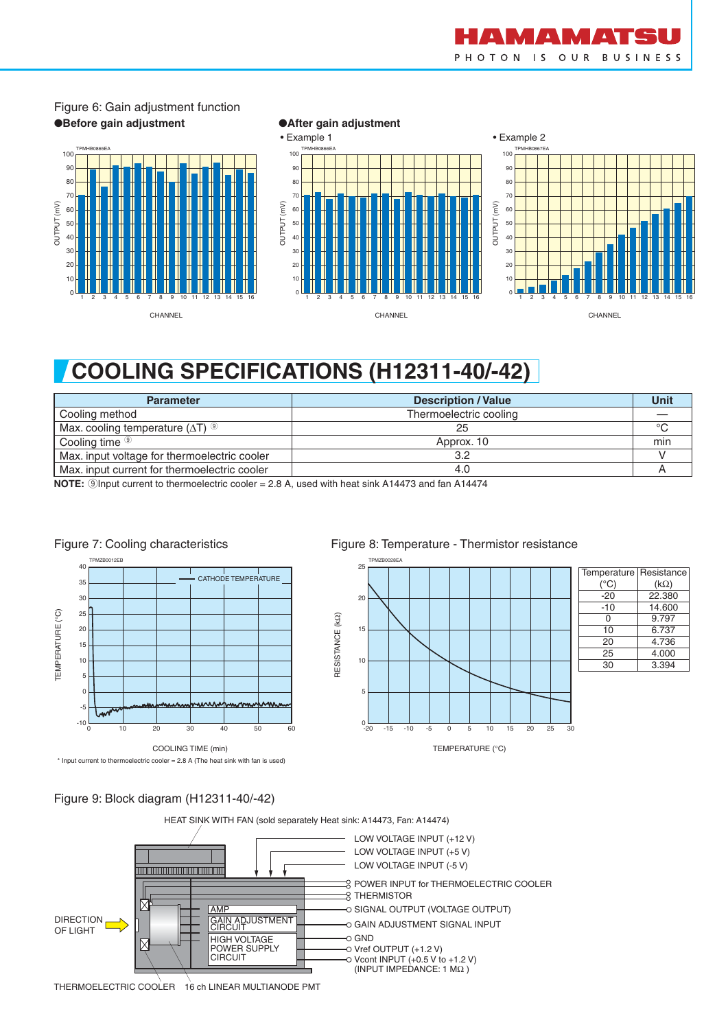Figure 6: Gain adjustment function

**Before gain adjustment**

**After gain adjustment**

- Example 1
- Example 2

# COOLING SPECIFICATIONS (H12311-40/-42)

| Parameter | Description / Value | Unit |
|---|---|---|
| Cooling method | Thermoelectric cooling | — |
| Max. cooling temperature (ΔT) ⑨ | 25 | °C |
| Cooling time ⑨ | Approx. 10 | min |
| Max. input voltage for thermoelectric cooler | 3.2 | V |
| Max. input current for thermoelectric cooler | 4.0 | A |

**NOTE:** ⑨Input current to thermoelectric cooler = 2.8 A, used with heat sink A14473 and fan A14474

Figure 7: Cooling characteristics

\* Input current to thermoelectric cooler = 2.8 A (The heat sink with fan is used)

Figure 8: Temperature - Thermistor resistance

| Temperature (°C) | Resistance (kΩ) |
|---|---|
| -20 | 22.380 |
| -10 | 14.600 |
| 0 | 9.797 |
| 10 | 6.737 |
| 20 | 4.736 |
| 25 | 4.000 |
| 30 | 3.394 |

Figure 9: Block diagram (H12311-40/-42)

HEAT SINK WITH FAN (sold separately Heat sink: A14473, Fan: A14474)

- LOW VOLTAGE INPUT (+12 V)
- LOW VOLTAGE INPUT (+5 V)
- LOW VOLTAGE INPUT (-5 V)
- POWER INPUT for THERMOELECTRIC COOLER
- THERMISTOR
- SIGNAL OUTPUT (VOLTAGE OUTPUT)
- GAIN ADJUSTMENT SIGNAL INPUT
- GND
- Vref OUTPUT (+1.2 V)
- Vcont INPUT (+0.5 V to +1.2 V) (INPUT IMPEDANCE: 1 MΩ)

AMP, GAIN ADJUSTMENT CIRCUIT, HIGH VOLTAGE POWER SUPPLY CIRCUIT

DIRECTION OF LIGHT

THERMOELECTRIC COOLER, 16 ch LINEAR MULTIANODE PMT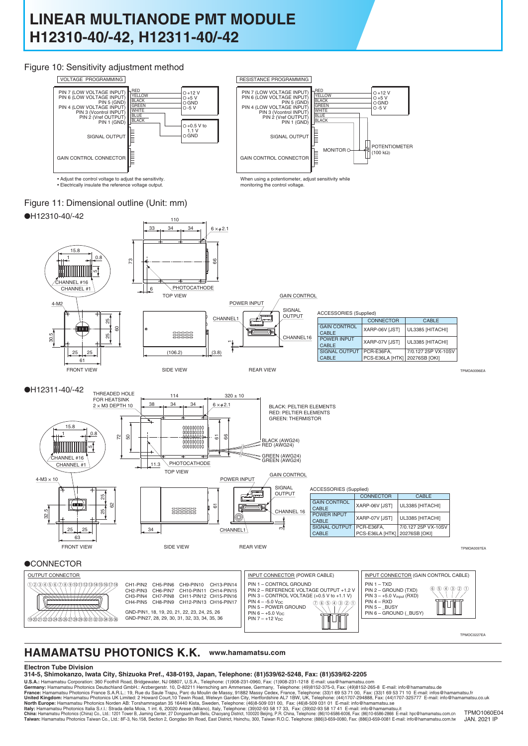# LINEAR MULTIANODE PMT MODULE H12310-40/-42, H12311-40/-42

## Figure 10: Sensitivity adjustment method

VOLTAGE PROGRAMMING

PIN 7 (LOW VOLTAGE INPUT)
PIN 6 (LOW VOLTAGE INPUT)
PIN 5 (GND)
PIN 4 (LOW VOLTAGE INPUT)
PIN 3 (Vcontrol INPUT)
PIN 2 (Vref OUTPUT)
PIN 1 (GND)

RED
YELLOW
BLACK
GREEN
WHITE
BLUE
BLACK

+12 V
+5 V
GND
-5 V

+0.5 V to 1.1 V
GND

SIGNAL OUTPUT

GAIN CONTROL CONNECTOR

- Adjust the control voltage to adjust the sensitivity.
- Electrically insulate the reference voltage output.

RESISTANCE PROGRAMMING

PIN 7 (LOW VOLTAGE INPUT)
PIN 6 (LOW VOLTAGE INPUT)
PIN 5 (GND)
PIN 4 (LOW VOLTAGE INPUT)
PIN 3 (Vcontrol INPUT)
PIN 2 (Vref OUTPUT)
PIN 1 (GND)

RED
YELLOW
BLACK
GREEN
WHITE
BLUE
BLACK

+12 V
+5 V
GND
-5 V

SIGNAL OUTPUT

MONITOR

POTENTIOMETER (100 kΩ)

GAIN CONTROL CONNECTOR

When using a potentiometer, adjust sensitivity while monitoring the control voltage.

## Figure 11: Dimensional outline (Unit: mm)

### ●H12310-40/-42

110
33 34 34
6 × φ2.1
15.8
1 0.8
5
73
66
6
CHANNEL #16
CHANNEL #1
PHOTOCATHODE
TOP VIEW

4-M2
25
25
60
30.5
25 25
61
FRONT VIEW

(106.2)
(3.8)
SIDE VIEW

POWER INPUT
GAIN CONTROL
SIGNAL OUTPUT
CHANNEL1
CHANNEL16
1
REAR VIEW

ACCESSORIES (Supplied)

| | CONNECTOR | CABLE |
|---|---|---|
| GAIN CONTROL CABLE | XARP-06V [JST] | UL3385 [HITACHI] |
| POWER INPUT CABLE | XARP-07V [JST] | UL3385 [HITACHI] |
| SIGNAL OUTPUT CABLE | PCR-E36FA, PCS-E36LA [HTK] | 7/0.127 25P VX-10SV 20276SB [OKI] |

TPMOA0096EA

### ●H12311-40/-42

THREADED HOLE FOR HEATSINK 2 × M3 DEPTH 10
114
38 34 34
6 × φ2.1
320 ± 10
15.8
1 0.8
5
72
50
61
66
CHANNEL #16
CHANNEL #1
11.3
PHOTOCATHODE
TOP VIEW

BLACK: PELTIER ELEMENTS
RED: PELTIER ELEMENTS
GREEN: THERMISTOR

BLACK (AWG24)
RED (AWG24)
GREEN (AWG24)
GREEN (AWG24)

4-M3 × 10
25
25
62
32.5
25 25
63
FRONT VIEW

34
61
SIDE VIEW

POWER INPUT
GAIN CONTROL
SIGNAL OUTPUT
CHANNEL 16
CHANNEL1
3
REAR VIEW

ACCESSORIES (Supplied)

| | CONNECTOR | CABLE |
|---|---|---|
| GAIN CONTROL CABLE | XARP-06V [JST] | UL3385 [HITACHI] |
| POWER INPUT CABLE | XARP-07V [JST] | UL3385 [HITACHI] |
| SIGNAL OUTPUT CABLE | PCR-E36FA, PCS-E36LA [HTK] | 7/0.127 25P VX-10SV 20276SB [OKI] |

TPMOA0097EA

### ●CONNECTOR

OUTPUT CONNECTOR

| | | | |
|---|---|---|---|
| CH1-PIN2 | CH5-PIN6 | CH9-PIN10 | CH13-PIN14 |
| CH2-PIN3 | CH6-PIN7 | CH10-PIN11 | CH14-PIN15 |
| CH3-PIN4 | CH7-PIN8 | CH11-PIN12 | CH15-PIN16 |
| CH4-PIN5 | CH8-PIN9 | CH12-PIN13 | CH16-PIN17 |

GND-PIN1, 18, 19, 20, 21, 22, 23, 24, 25, 26
GND-PIN27, 28, 29, 30, 31, 32, 33, 34, 35, 36

INPUT CONNECTOR (POWER CABLE)

PIN 1 – CONTROL GROUND
PIN 2 – REFERENCE VOLTAGE OUTPUT +1.2 V
PIN 3 – CONTROL VOLTAGE (+0.5 V to +1.1 V)
PIN 4 – -5.0 $V_{DC}$
PIN 5 – POWER GROUND
PIN 6 – +5.0 $V_{DC}$
PIN 7 – +12 $V_{DC}$

INPUT CONNECTOR (GAIN CONTROL CABLE)

PIN 1 – TXD
PIN 2 – GROUND (TXD)
PIN 3 – +5.0 $V_{input}$ (RXD)
PIN 4 – RXD
PIN 5 – _BUSY
PIN 6 – GROUND (_BUSY)

TPMOC0227EA

## HAMAMATSU PHOTONICS K.K. www.hamamatsu.com

**Electron Tube Division**

**314-5, Shimokanzo, Iwata City, Shizuoka Pref., 438-0193, Japan, Telephone: (81)539/62-5248, Fax: (81)539/62-2205**

**U.S.A.:** Hamamatsu Corporation: 360 Foothill Road, Bridgewater, NJ 08807, U.S.A., Telephone: (1)908-231-0960, Fax: (1)908-231-1218 E-mail: usa@hamamatsu.com
**Germany:** Hamamatsu Photonics Deutschland GmbH.: Arzbergerstr. 10, D-82211 Herrsching am Ammersee, Germany, Telephone: (49)8152-375-0, Fax: (49)8152-265-8 E-mail: info@hamamatsu.de
**France:** Hamamatsu Photonics France S.A.R.L.: 19, Rue du Saule Trapu, Parc du Moulin de Massy, 91882 Massy Cedex, France, Telephone: (33)1 69 53 71 00, Fax: (33)1 69 53 71 10 E-mail: infos@hamamatsu.fr
**United Kingdom:** Hamamatsu Photonics UK Limited: 2 Howard Court,10 Tewin Road, Welwyn Garden City, Hertfordshire AL7 1BW, UK, Telephone: (44)1707-294888, Fax: (44)1707-325777 E-mail: info@hamamatsu.co.uk
**North Europe:** Hamamatsu Photonics Norden AB: Torshamnsgatan 35 16440 Kista, Sweden, Telephone: (46)8-509 031 00, Fax: (46)8-509 031 01 E-mail: info@hamamatsu.se
**Italy:** Hamamatsu Photonics Italia S.r.l.: Strada della Moia, 1 int. 6, 20020 Arese (Milano), Italy, Telephone: (39)02-93 58 17 33, Fax: (39)02-93 58 17 41 E-mail: info@hamamatsu.it
**China:** Hamamatsu Photonics (China) Co., Ltd.: 1201 Tower B, Jiaming Center, 27 Dongsanhuan Beilu, Chaoyang District, 100020 Beijing, P.R. China, Telephone: (86)10-6586-6006, Fax: (86)10-6586-2866 E-mail: hpc@hamamatsu.com.cn
**Taiwan:** Hamamatsu Photonics Taiwan Co., Ltd.: 8F-3, No.158, Section 2, Gongdao 5th Road, East District, Hsinchu, 300, Taiwan R.O.C. Telephone: (886)3-659-0080, Fax: (886)3-659-0081 E-mail: info@hamamatsu.com.tw

TPMO1060E04
JAN. 2021 IP